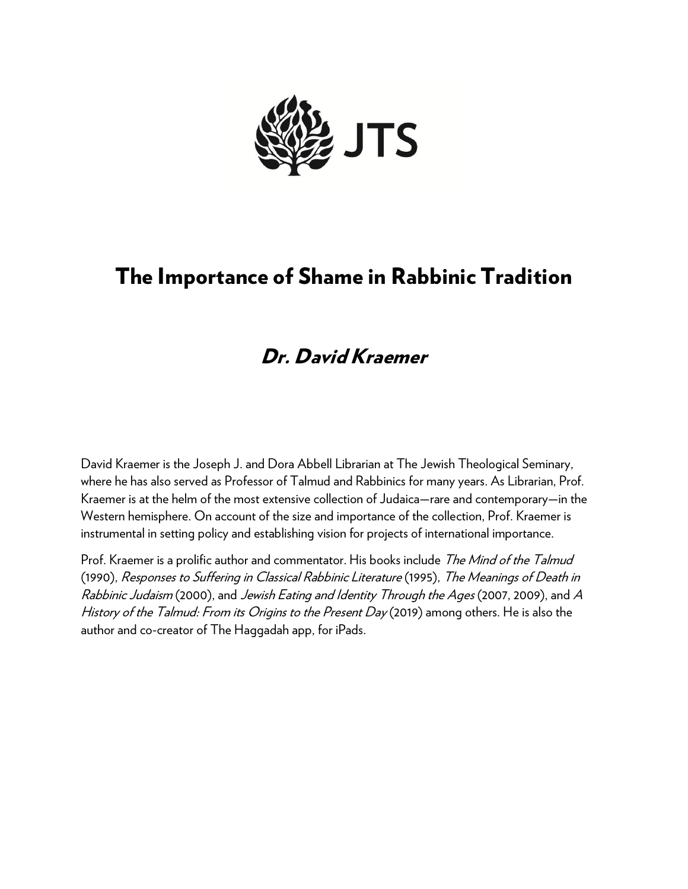JTS

# The Importance of Shame in Rabbinic Tradition

## *Dr. David Kraemer*

David Kraemer is the Joseph J. and Dora Abbell Librarian at The Jewish Theological Seminary, where he has also served as Professor of Talmud and Rabbinics for many years. As Librarian, Prof. Kraemer is at the helm of the most extensive collection of Judaica—rare and contemporary—in the Western hemisphere. On account of the size and importance of the collection, Prof. Kraemer is instrumental in setting policy and establishing vision for projects of international importance.

Prof. Kraemer is a prolific author and commentator. His books include *The Mind of the Talmud* (1990), *Responses to Suffering in Classical Rabbinic Literature* (1995), *The Meanings of Death in Rabbinic Judaism* (2000), and *Jewish Eating and Identity Through the Ages* (2007, 2009), and *A History of the Talmud: From its Origins to the Present Day* (2019) among others. He is also the author and co-creator of The Haggadah app, for iPads.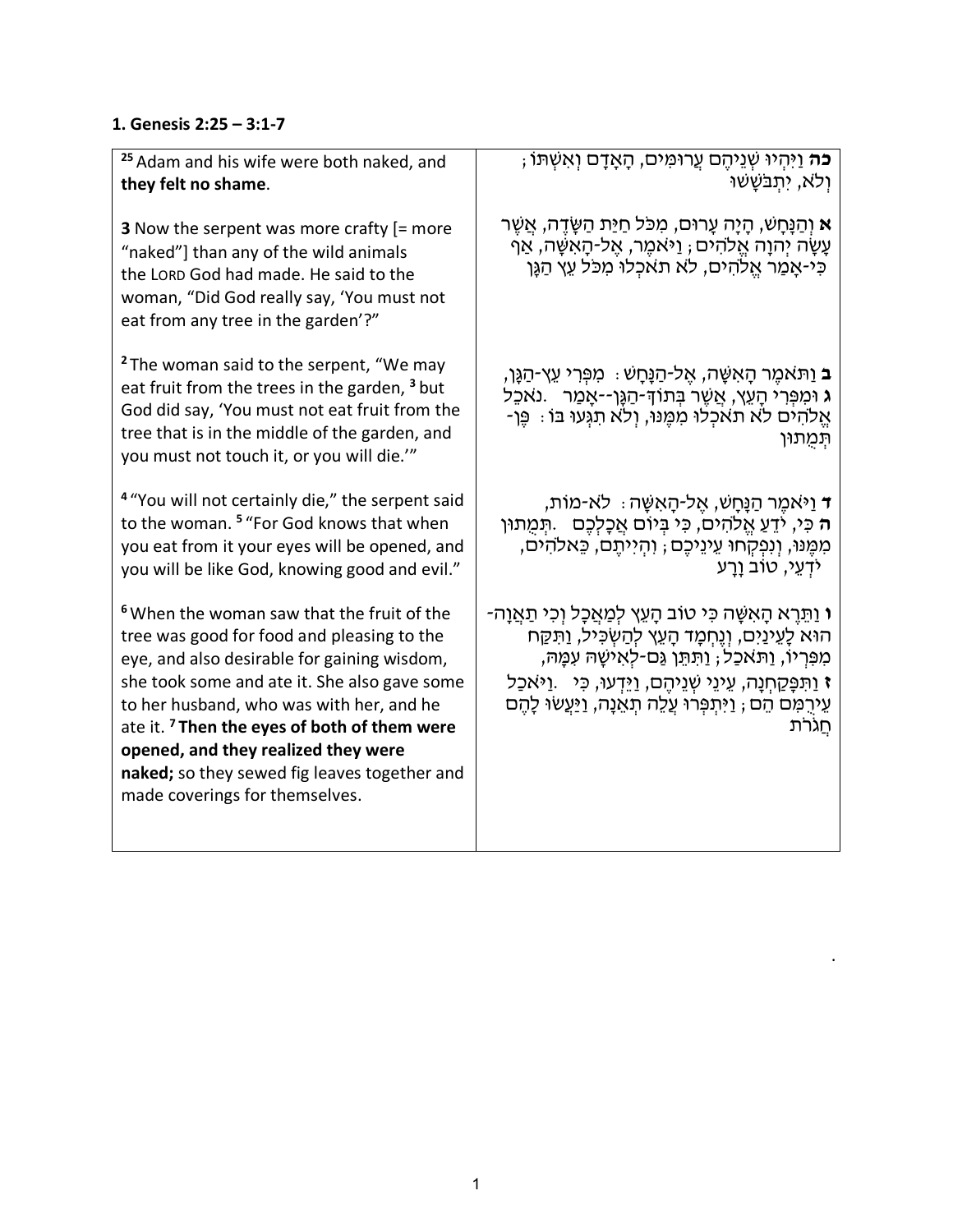**1. Genesis 2:25 – 3:1-7**

| | |
|---|---|
| 25 Adam and his wife were both naked, and **they felt no shame**. | **כה** וַיִּהְיוּ שְׁנֵיהֶם עֲרוּמִּים, הָאָדָם וְאִשְׁתּוֹ; וְלֹא, יִתְבֹּשָׁשׁוּ |
| **3** Now the serpent was more crafty [= more "naked"] than any of the wild animals the LORD God had made. He said to the woman, "Did God really say, 'You must not eat from any tree in the garden'?" | **א** וְהַנָּחָשׁ, הָיָה עָרוּם, מִכֹּל חַיַּת הַשָּׂדֶה, אֲשֶׁר עָשָׂה יְהוָה אֱלֹהִים; וַיֹּאמֶר, אֶל-הָאִשָּׁה, אַף כִּי-אָמַר אֱלֹהִים, לֹא תֹאכְלוּ מִכֹּל עֵץ הַגָּן |
| 2 The woman said to the serpent, "We may eat fruit from the trees in the garden, 3 but God did say, 'You must not eat fruit from the tree that is in the middle of the garden, and you must not touch it, or you will die.'" | **ב** וַתֹּאמֶר הָאִשָּׁה, אֶל-הַנָּחָשׁ: מִפְּרִי עֵץ-הַגָּן, **ג** וּמִפְּרִי הָעֵץ, אֲשֶׁר בְּתוֹךְ-הַגָּן--אָמַר אֱלֹהִים לֹא תֹאכְלוּ מִמֶּנּוּ, וְלֹא תִגְּעוּ בּוֹ: פֶּן-תְּמֻתוּן. נֹאכֵל |
| 4 "You will not certainly die," the serpent said to the woman. 5 "For God knows that when you eat from it your eyes will be opened, and you will be like God, knowing good and evil." | **ד** וַיֹּאמֶר הַנָּחָשׁ, אֶל-הָאִשָּׁה: לֹא-מוֹת, **ה** כִּי, יֹדֵעַ אֱלֹהִים, כִּי בְּיוֹם אֲכָלְכֶם מִמֶּנּוּ, וְנִפְקְחוּ עֵינֵיכֶם; וִהְיִיתֶם, כֵּאלֹהִים, יֹדְעֵי, טוֹב וָרָע. תְּמֻתוּן |
| 6 When the woman saw that the fruit of the tree was good for food and pleasing to the eye, and also desirable for gaining wisdom, she took some and ate it. She also gave some to her husband, who was with her, and he ate it. 7 **Then the eyes of both of them were opened, and they realized they were naked;** so they sewed fig leaves together and made coverings for themselves. | **ו** וַתֵּרֶא הָאִשָּׁה כִּי טוֹב הָעֵץ לְמַאֲכָל וְכִי תַאֲוָה-הוּא לָעֵינַיִם, וְנֶחְמָד הָעֵץ לְהַשְׂכִּיל, וַתִּקַּח מִפִּרְיוֹ, וַתֹּאכַל; וַתִּתֵּן גַּם-לְאִישָׁהּ עִמָּהּ, וַיֹּאכַל. **ז** וַתִּפָּקַחְנָה, עֵינֵי שְׁנֵיהֶם, וַיֵּדְעוּ, כִּי עֵירֻמִּם הֵם; וַיִּתְפְּרוּ עֲלֵה תְאֵנָה, וַיַּעֲשׂוּ לָהֶם חֲגֹרֹת |

.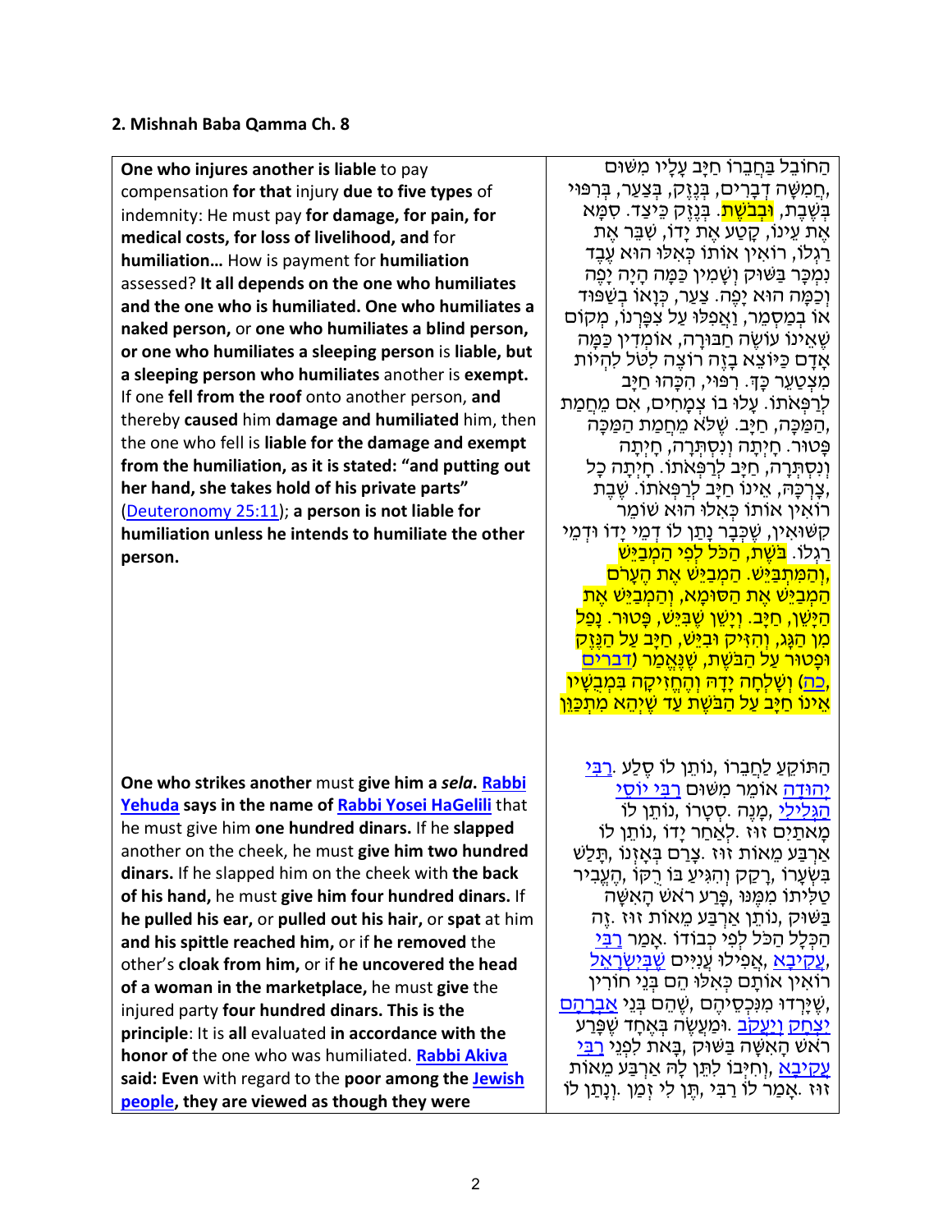## 2. Mishnah Baba Qamma Ch. 8

| | |
|---|---|
| **One who injures another is liable** to pay compensation **for that** injury **due to five types** of indemnity: He must pay **for damage, for pain, for medical costs, for loss of livelihood, and** for **humiliation… How** is payment for **humiliation** assessed? **It all depends on the one who humiliates and the one who is humiliated. One who humiliates a naked person,** or **one who humiliates a blind person, or one who humiliates a sleeping person** is **liable, but a sleeping person who humiliates** another is **exempt.** If one **fell from the roof** onto another person, **and** thereby **caused** him **damage and humiliated** him, then the one who fell is **liable for the damage and exempt from the humiliation, as it is stated: "and putting out her hand, she takes hold of his private parts"** (Deuteronomy 25:11); **a person is not liable for humiliation unless he intends to humiliate the other person.** | הַחוֹבֵל בַּחֲבֵרוֹ חַיָּב עָלָיו מִשּׁוּם חֲמִשָּׁה דְבָרִים, בְּנֶזֶק, בְּצַעַר, בְּרִפּוּי, בְּשֶׁבֶת, וּבְבֹשֶׁת. בְּנֶזֶק כֵּיצַד. סִמֵּא אֶת עֵינוֹ, קָטַע אֶת יָדוֹ, שִׁבֵּר אֶת רַגְלוֹ, רוֹאִין אוֹתוֹ כְּאִלּוּ הוּא עֶבֶד נִמְכָּר בַּשּׁוּק וְשָׁמִין כַּמָּה הָיָה יָפֶה וְכַמָּה הוּא יָפֶה. צַעַר, כְּוָאוֹ בְשַׁפּוּד אוֹ בְמַסְמֵר, וַאֲפִלּוּ עַל צִפָּרְנוֹ, מְקוֹם שֶׁאֵינוֹ עוֹשֶׂה חַבּוּרָה, אוֹמְדִין כַּמָּה אָדָם כַּיּוֹצֵא בָזֶה רוֹצֶה לִטֹּל לִהְיוֹת מְצַטֵּעֵר כָּךְ. רִפּוּי, הִכָּהוּ חַיָּב לְרַפְּאוֹתוֹ. עָלוּ בוֹ צְמָחִים, אִם מֵחֲמַת הַמַּכָּה, חַיָּב. שֶׁלֹּא מֵחֲמַת הַמַּכָּה פָּטוּר. חָיְתָה וְנִסְתְּרָה, חָיְתָה וְנִסְתְּרָה, חַיָּב לְרַפְּאוֹתוֹ. חָיְתָה כָל צָרְכָּהּ, אֵינוֹ חַיָּב לְרַפְּאוֹתוֹ. שֶׁבֶת רוֹאִין אוֹתוֹ כְּאִלּוּ הוּא שׁוֹמֵר קִשּׁוּאִין, שֶׁכְּבָר נָתַן לוֹ דְמֵי יָדוֹ וּדְמֵי רַגְלוֹ. בֹּשֶׁת, הַכֹּל לְפִי הַמְבַיֵּשׁ וְהַמִּתְבַּיֵּשׁ. הַמְבַיֵּשׁ אֶת הֶעָרֹם, הַמְבַיֵּשׁ אֶת הַסּוּמָא, וְהַמְבַיֵּשׁ אֶת הַיָּשֵׁן, חַיָּב. וְיָשֵׁן שֶׁבִּיֵּשׁ, פָּטוּר. נָפַל מִן הַגַּג, וְהִזִּיק וּבִיֵּשׁ, חַיָּב עַל הַנֶּזֶק וּפָטוּר עַל הַבֹּשֶׁת, שֶׁנֶּאֱמַר (דברים כה) וְשָׁלְחָה יָדָהּ וְהֶחֱזִיקָה בִּמְבֻשָׁיו, אֵינוֹ חַיָּב עַל הַבֹּשֶׁת עַד שֶׁיְּהֵא מִתְכַּוֵּן |
| **One who strikes another** must **give him a *sela*. Rabbi Yehuda says in the name of Rabbi Yosei HaGelili** that he must give him **one hundred dinars.** If he **slapped** another on the cheek, he must **give him two hundred dinars.** If he slapped him on the cheek with **the back of his hand,** he must **give him four hundred dinars.** If **he pulled his ear,** or **pulled out his hair,** or **spat** at him **and his spittle reached him,** or if **he removed** the other's **cloak from him,** or if **he uncovered the head of a woman in the marketplace,** he must **give** the injured party **four hundred dinars. This is the principle**: It is **all** evaluated **in accordance with the honor of** the one who was humiliated. **Rabbi Akiva said: Even** with regard to the **poor among the Jewish people, they are viewed as though they were** | הַתּוֹקֵעַ לַחֲבֵרוֹ, נוֹתֵן לוֹ סֶלַע. רַבִּי יְהוּדָה אוֹמֵר מִשּׁוּם רַבִּי יוֹסֵי הַגְּלִילִי, מָנֶה. סְטָרוֹ, נוֹתֵן לוֹ מָאתַיִם זוּז. לְאַחַר יָדוֹ, נוֹתֵן לוֹ אַרְבַּע מֵאוֹת זוּז. צָרַם בְּאָזְנוֹ, תָּלַשׁ בִּשְׂעָרוֹ, רָקַק וְהִגִּיעַ בּוֹ רֻקּוֹ, הֶעֱבִיר טַלִּיתוֹ מִמֶּנּוּ, פָּרַע רֹאשׁ הָאִשָּׁה בַּשּׁוּק, נוֹתֵן אַרְבַּע מֵאוֹת זוּז. זֶה הַכְּלָל הַכֹּל לְפִי כְבוֹדוֹ. אָמַר רַבִּי עֲקִיבָא, אֲפִלּוּ עֲנִיִּים שֶׁבְּיִשְׂרָאֵל, רוֹאִין אוֹתָם כְּאִלּוּ הֵם בְּנֵי חוֹרִין שֶׁיָּרְדוּ מִנִּכְסֵיהֶם, שֶׁהֵם בְּנֵי אַבְרָהָם יִצְחָק וְיַעֲקֹב. וּמַעֲשֶׂה בְּאֶחָד שֶׁפָּרַע רֹאשׁ הָאִשָּׁה בַּשּׁוּק, בָּאת לִפְנֵי רַבִּי עֲקִיבָא, וְחִיְּבוֹ לִתֵּן לָהּ אַרְבַּע מֵאוֹת זוּז. אָמַר לוֹ רַבִּי, תֶּן לִי זְמַן. וְנָתַן לוֹ |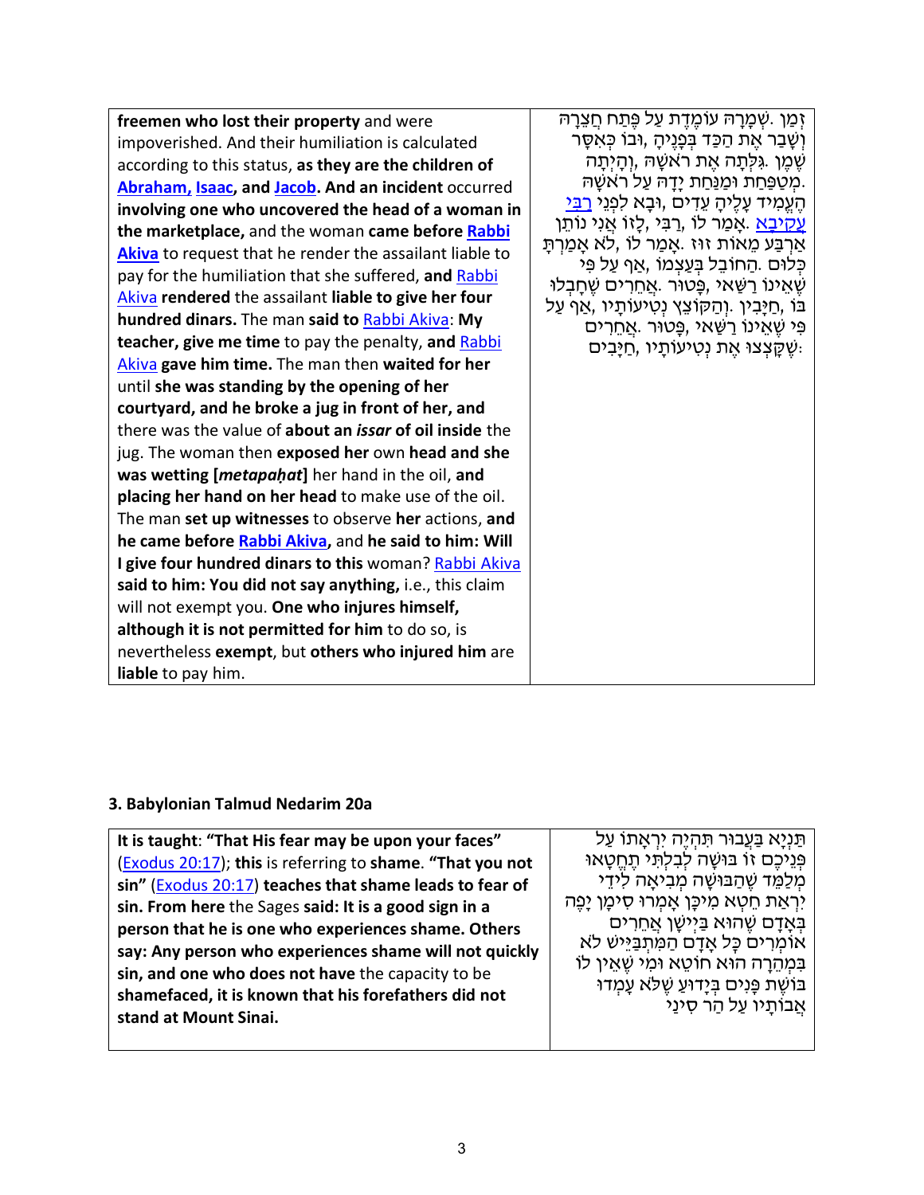| | |
|---|---|
| **freemen who lost their property** and were impoverished. And their humiliation is calculated according to this status, **as they are the children of Abraham, Isaac, and Jacob. And an incident** occurred **involving one who uncovered the head of a woman in the marketplace,** and the woman **came before Rabbi Akiva** to request that he render the assailant liable to pay for the humiliation that she suffered, **and** Rabbi Akiva **rendered** the assailant **liable to give her four hundred dinars.** The man **said to** Rabbi Akiva: **My teacher, give me time** to pay the penalty, **and** Rabbi Akiva **gave him time.** The man then **waited for her** until **she was standing by the opening of her courtyard, and he broke a jug in front of her, and** there was the value of **about an *issar* of oil inside** the jug. The woman then **exposed her** own **head and she was wetting [*metapaḥat*]** her hand in the oil, **and placing her hand on her head** to make use of the oil. The man **set up witnesses** to observe **her** actions, **and he came before Rabbi Akiva,** and **he said to him: Will I give four hundred dinars to this** woman? Rabbi Akiva **said to him: You did not say anything,** i.e., this claim will not exempt you. **One who injures himself, although it is not permitted for him** to do so, is nevertheless **exempt**, but **others who injured him** are **liable** to pay him. | זְמַן. שְׁמָרָהּ עוֹמֶדֶת עַל פֶּתַח חֲצֵרָהּ וְשָׁבַר אֶת הַכַּד בְּפָנֶיהָ, וּבוֹ כְּאִסָּר שֶׁמֶן. גִּלְּתָה אֶת רֹאשָׁהּ, וְהָיְתָה מְטַפַּחַת וּמַנַּחַת יָדָהּ עַל רֹאשָׁהּ. הֶעֱמִיד עָלֶיהָ עֵדִים, וּבָא לִפְנֵי רַבִּי עֲקִיבָא. אָמַר לוֹ, רַבִּי, לָזוֹ אֲנִי נוֹתֵן אַרְבַּע מֵאוֹת זוּז. אָמַר לוֹ, לֹא אָמַרְתָּ כְּלוּם. הַחוֹבֵל בְּעַצְמוֹ, אַף עַל פִּי שֶׁאֵינוֹ רַשַּׁאי, פָּטוּר. אֲחֵרִים שֶׁחָבְלוּ בוֹ, חַיָּבִין. וְהַקּוֹצֵץ נְטִיעוֹתָיו, אַף עַל פִּי שֶׁאֵינוֹ רַשַּׁאי, פָּטוּר. אֲחֵרִים שֶׁקָּצְצוּ אֶת נְטִיעוֹתָיו, חַיָּבִים: |

### 3. Babylonian Talmud Nedarim 20a

| | |
|---|---|
| **It is taught**: **"That His fear may be upon your faces"** (Exodus 20:17); **this** is referring to **shame. "That you not sin"** (Exodus 20:17) **teaches that shame leads to fear of sin. From here** the Sages **said: It is a good sign in a person that he is one who experiences shame. Others say: Any person who experiences shame will not quickly sin, and one who does not have** the capacity to be **shamefaced, it is known that his forefathers did not stand at Mount Sinai.** | תַּנְיָא בַּעֲבוּר תִּהְיֶה יִרְאָתוֹ עַל פְּנֵיכֶם זוֹ בּוּשָׁה לְבִלְתִּי תֶחֱטָאוּ מְלַמֵּד שֶׁהַבּוּשָׁה מְבִיאָה לִידֵי יִרְאַת חֵטְא מִיכָּן אָמְרוּ סִימָן יָפֶה בְּאָדָם שֶׁהוּא בַּיְישָׁן אֲחֵרִים אוֹמְרִים כָּל אָדָם הַמִּתְבַּיֵּישׁ לֹא בִּמְהֵרָה הוּא חוֹטֵא וּמִי שֶׁאֵין לוֹ בּוֹשֶׁת פָּנִים בְּיָדוּעַ שֶׁלֹּא עָמְדוּ אֲבוֹתָיו עַל הַר סִינַי |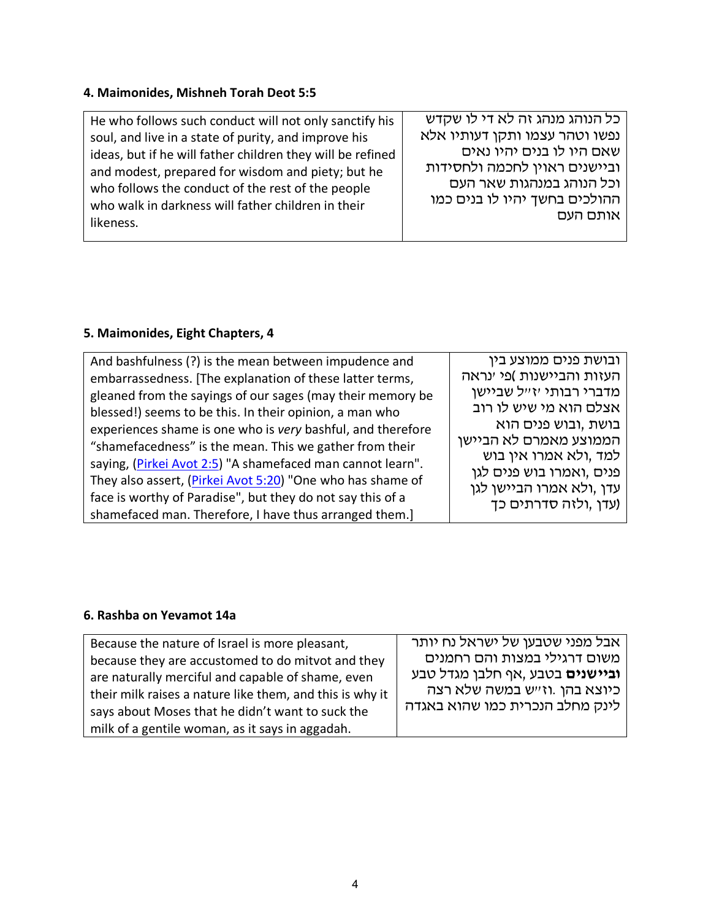### 4. Maimonides, Mishneh Torah Deot 5:5

| | |
|---|---|
| He who follows such conduct will not only sanctify his soul, and live in a state of purity, and improve his ideas, but if he will father children they will be refined and modest, prepared for wisdom and piety; but he who follows the conduct of the rest of the people who walk in darkness will father children in their likeness. | כל הנוהג מנהג זה לא די לו שקדש נפשו וטהר עצמו ותקן דעותיו אלא שאם היו לו בנים יהיו נאים וביישנים ראוין לחכמה ולחסידות וכל הנוהג במנהגות שאר העם ההולכים בחשך יהיו לו בנים כמו אותם העם |

### 5. Maimonides, Eight Chapters, 4

| | |
|---|---|
| And bashfulness (?) is the mean between impudence and embarrassedness. [The explanation of these latter terms, gleaned from the sayings of our sages (may their memory be blessed!) seems to be this. In their opinion, a man who experiences shame is one who is *very* bashful, and therefore "shamefacedness" is the mean. This we gather from their saying, (Pirkei Avot 2:5) "A shamefaced man cannot learn". They also assert, (Pirkei Avot 5:20) "One who has shame of face is worthy of Paradise", but they do not say this of a shamefaced man. Therefore, I have thus arranged them.] | ובושת פנים ממוצע בין העזות והביישנות (פי' נראה מדברי רבותי ז"ל שביישן אצלם הוא מי שיש לו רוב בושת, ובוש פנים הוא הממוצע מאמרם לא הביישן למד, ולא אמרו אין בוש פנים, ואמרו בוש פנים לגן עדן, ולא אמרו הביישן לגן עדן, ולזה סדרתים כך) |

### 6. Rashba on Yevamot 14a

| | |
|---|---|
| Because the nature of Israel is more pleasant, because they are accustomed to do mitvot and they are naturally merciful and capable of shame, even their milk raises a nature like them, and this is why it says about Moses that he didn't want to suck the milk of a gentile woman, as it says in aggadah. | אבל מפני שטבען של ישראל נח יותר משום דרגילי במצות והם רחמנים **וביישנים** בטבע, אף חלבן מגדל טבע כיוצא בהן. וז"ש במשה שלא רצה לינק מחלב הנכרית כמו שהוא באגדה |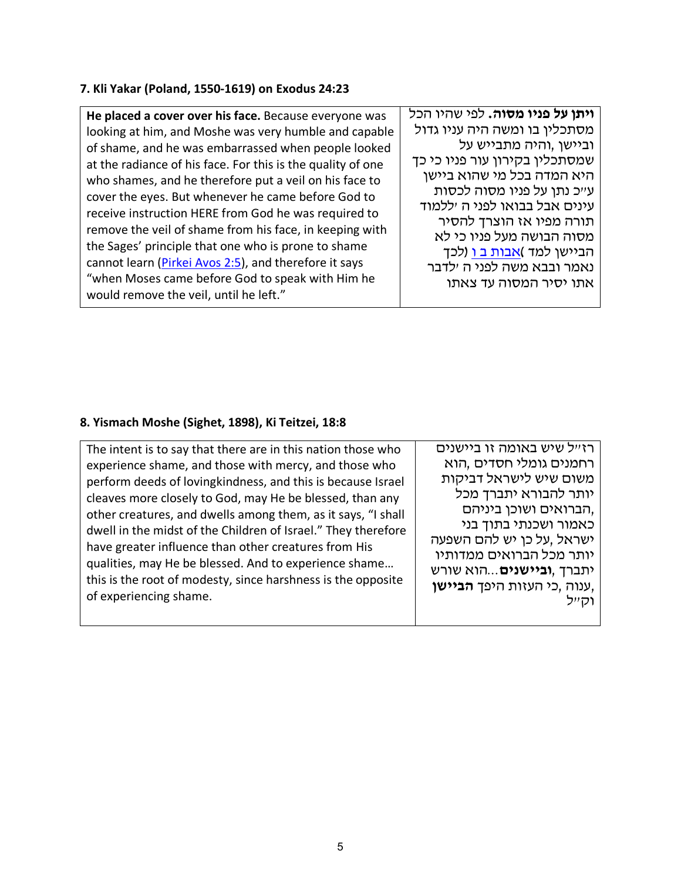### 7. Kli Yakar (Poland, 1550-1619) on Exodus 24:23

| | |
|---|---|
| **He placed a cover over his face.** Because everyone was looking at him, and Moshe was very humble and capable of shame, and he was embarrassed when people looked at the radiance of his face. For this is the quality of one who shames, and he therefore put a veil on his face to cover the eyes. But whenever he came before God to receive instruction HERE from God he was required to remove the veil of shame from his face, in keeping with the Sages' principle that one who is prone to shame cannot learn (Pirkei Avos 2:5), and therefore it says "when Moses came before God to speak with Him he would remove the veil, until he left." | **ויתן על פניו מסוה.** לפי שהיו הכל מסתכלין בו ומשה היה עניו גדול וביישן ,והיה מתבייש על שמסתכלין בקירון עור פניו כי כך היא המדה בכל מי שהוא ביישן ע״כ נתן על פניו מסוה לכסות עינים אבל בבואו לפני ה׳ ללמוד תורה מפיו אז הוצרך להסיר מסוה הבושה מעל פניו כי לא הביישן למד (אבות ב ו) לכך נאמר ובבא משה לפני ה׳ לדבר אתו יסיר המסוה עד צאתו |

### 8. Yismach Moshe (Sighet, 1898), Ki Teitzei, 18:8

| | |
|---|---|
| The intent is to say that there are in this nation those who experience shame, and those with mercy, and those who perform deeds of lovingkindness, and this is because Israel cleaves more closely to God, may He be blessed, than any other creatures, and dwells among them, as it says, "I shall dwell in the midst of the Children of Israel." They therefore have greater influence than other creatures from His qualities, may He be blessed. And to experience shame… this is the root of modesty, since harshness is the opposite of experiencing shame. | רז״ל שיש באומה זו ביישנים רחמנים גומלי חסדים ,הוא משום שיש לישראל דביקות יותר להבורא יתברך מכל הברואים ושוכן ביניהם, כאמור ושכנתי בתוך בני ישראל ,על כן יש להם השפעה יותר מכל הברואים ממדותיו יתברך ,**וביישנים**...הוא שורש ענוה, כי העזות היפך **הביישן**, וק״ל |